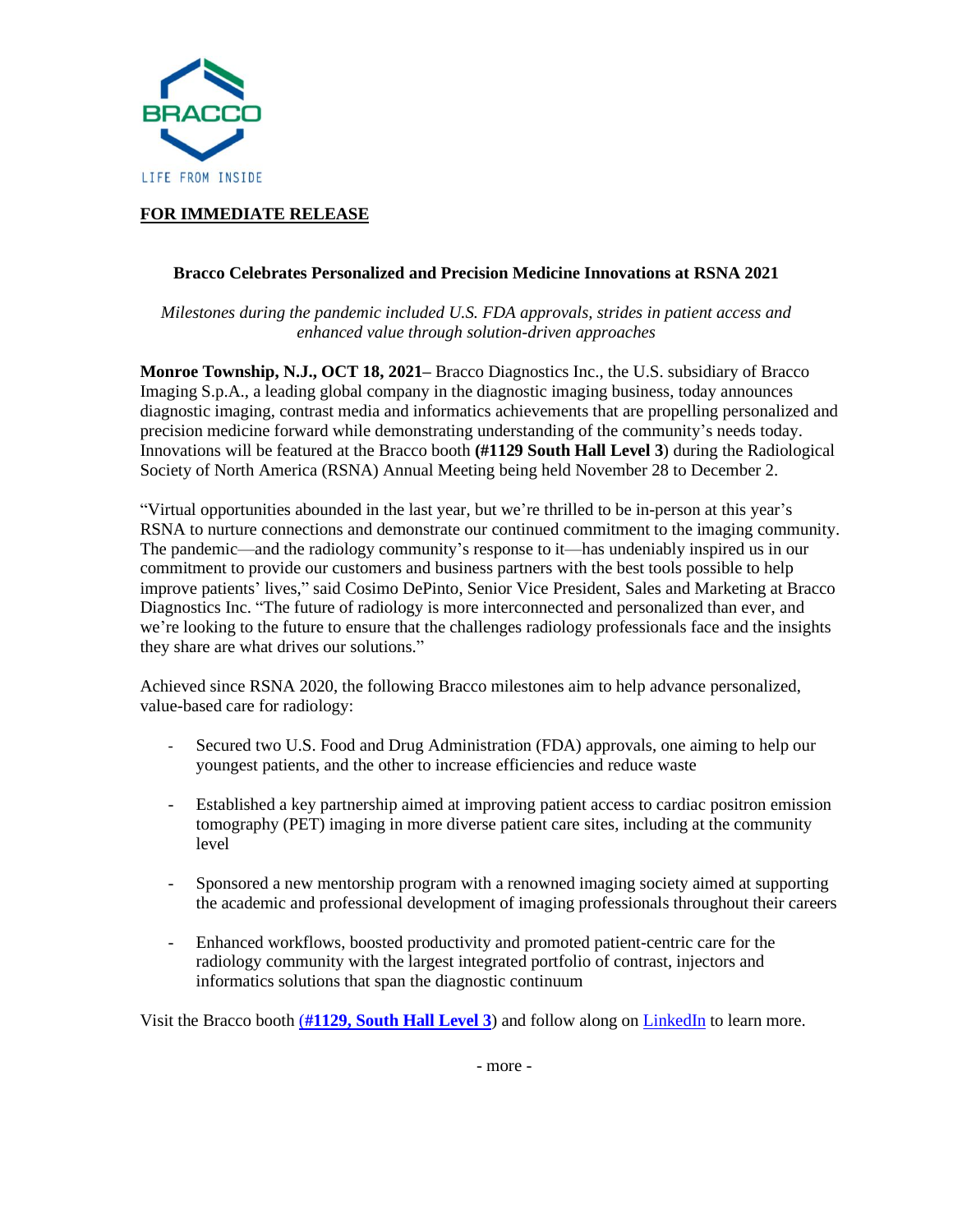**FOR IMMEDIATE RELEASE**

# Bracco Celebrates Personalized and Precision Medicine Innovations at RSNA 2021

*Milestones during the pandemic included U.S. FDA approvals, strides in patient access and enhanced value through solution-driven approaches*

**Monroe Township, N.J., OCT 18, 2021–** Bracco Diagnostics Inc., the U.S. subsidiary of Bracco Imaging S.p.A., a leading global company in the diagnostic imaging business, today announces diagnostic imaging, contrast media and informatics achievements that are propelling personalized and precision medicine forward while demonstrating understanding of the community's needs today. Innovations will be featured at the Bracco booth **(#1129 South Hall Level 3**) during the Radiological Society of North America (RSNA) Annual Meeting being held November 28 to December 2.

"Virtual opportunities abounded in the last year, but we're thrilled to be in-person at this year's RSNA to nurture connections and demonstrate our continued commitment to the imaging community. The pandemic—and the radiology community's response to it—has undeniably inspired us in our commitment to provide our customers and business partners with the best tools possible to help improve patients' lives," said Cosimo DePinto, Senior Vice President, Sales and Marketing at Bracco Diagnostics Inc. "The future of radiology is more interconnected and personalized than ever, and we're looking to the future to ensure that the challenges radiology professionals face and the insights they share are what drives our solutions."

Achieved since RSNA 2020, the following Bracco milestones aim to help advance personalized, value-based care for radiology:

- Secured two U.S. Food and Drug Administration (FDA) approvals, one aiming to help our youngest patients, and the other to increase efficiencies and reduce waste
- Established a key partnership aimed at improving patient access to cardiac positron emission tomography (PET) imaging in more diverse patient care sites, including at the community level
- Sponsored a new mentorship program with a renowned imaging society aimed at supporting the academic and professional development of imaging professionals throughout their careers
- Enhanced workflows, boosted productivity and promoted patient-centric care for the radiology community with the largest integrated portfolio of contrast, injectors and informatics solutions that span the diagnostic continuum

Visit the Bracco booth **(#1129, South Hall Level 3**) and follow along on LinkedIn to learn more.

- more -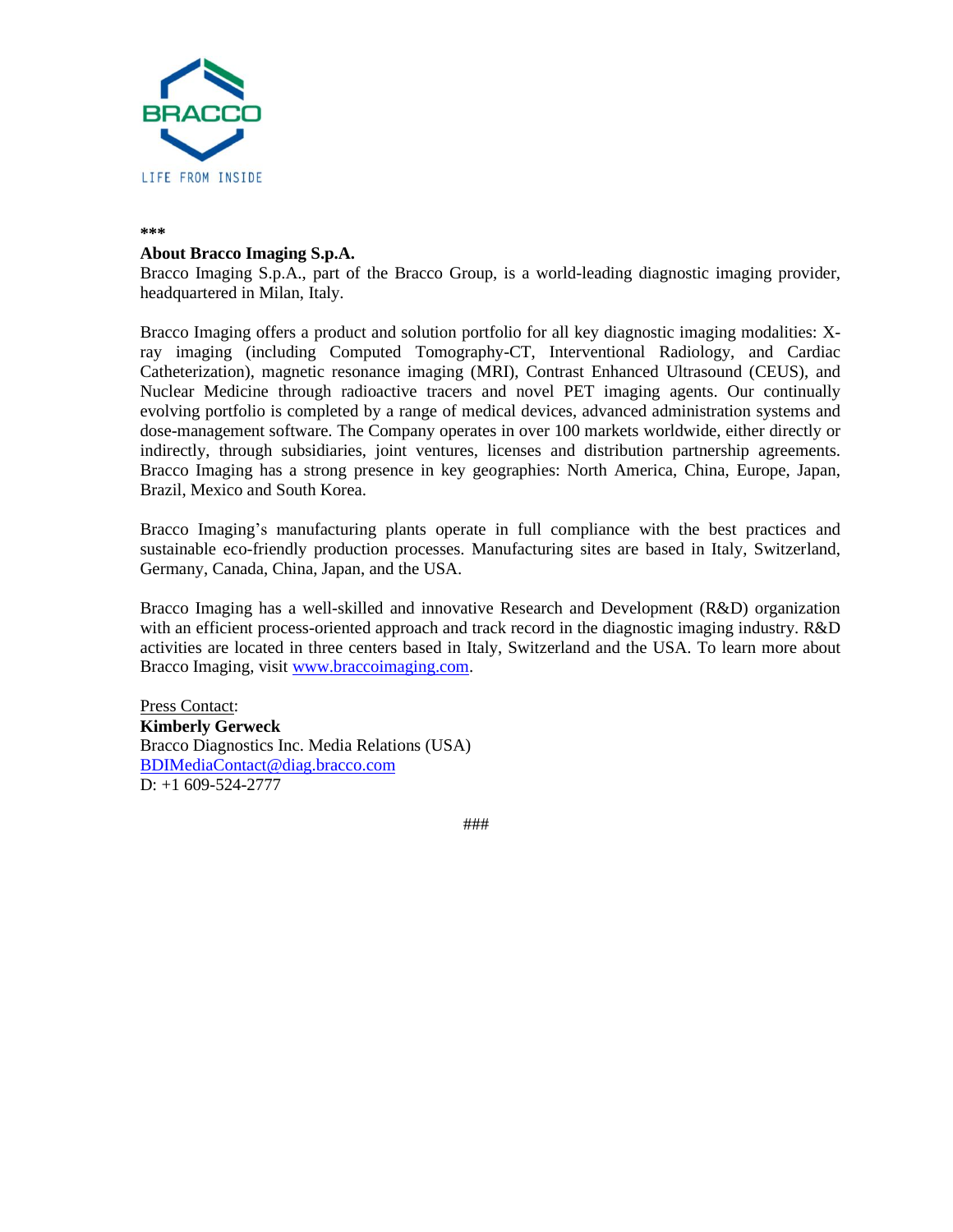***

**About Bracco Imaging S.p.A.**
Bracco Imaging S.p.A., part of the Bracco Group, is a world-leading diagnostic imaging provider, headquartered in Milan, Italy.

Bracco Imaging offers a product and solution portfolio for all key diagnostic imaging modalities: X-ray imaging (including Computed Tomography-CT, Interventional Radiology, and Cardiac Catheterization), magnetic resonance imaging (MRI), Contrast Enhanced Ultrasound (CEUS), and Nuclear Medicine through radioactive tracers and novel PET imaging agents. Our continually evolving portfolio is completed by a range of medical devices, advanced administration systems and dose-management software. The Company operates in over 100 markets worldwide, either directly or indirectly, through subsidiaries, joint ventures, licenses and distribution partnership agreements. Bracco Imaging has a strong presence in key geographies: North America, China, Europe, Japan, Brazil, Mexico and South Korea.

Bracco Imaging's manufacturing plants operate in full compliance with the best practices and sustainable eco-friendly production processes. Manufacturing sites are based in Italy, Switzerland, Germany, Canada, China, Japan, and the USA.

Bracco Imaging has a well-skilled and innovative Research and Development (R&D) organization with an efficient process-oriented approach and track record in the diagnostic imaging industry. R&D activities are located in three centers based in Italy, Switzerland and the USA. To learn more about Bracco Imaging, visit www.braccoimaging.com.

Press Contact:
**Kimberly Gerweck**
Bracco Diagnostics Inc. Media Relations (USA)
BDIMediaContact@diag.bracco.com
D: +1 609-524-2777

###